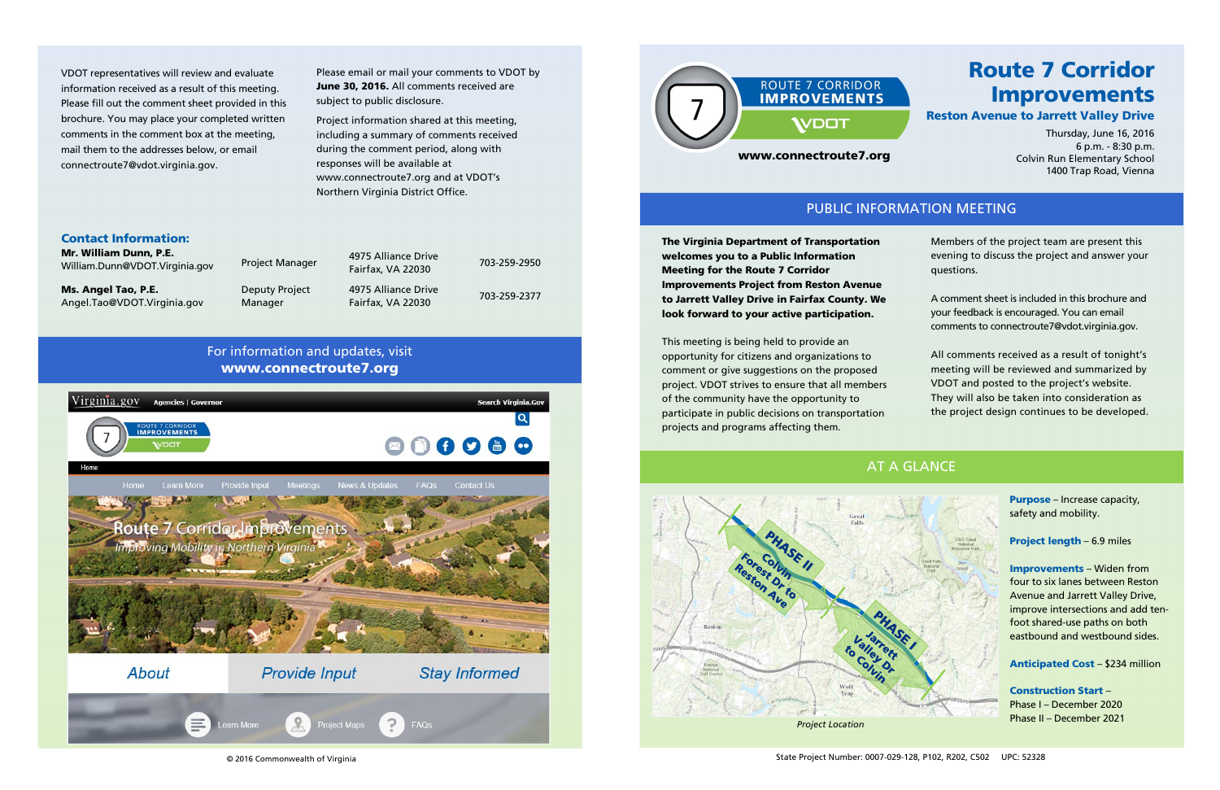# Route 7 Corridor Improvements

## Reston Avenue to Jarrett Valley Drive

ROUTE 7 CORRIDOR IMPROVEMENTS
VDOT
www.connectroute7.org

Thursday, June 16, 2016
6 p.m. - 8:30 p.m.
Colvin Run Elementary School
1400 Trap Road, Vienna

## PUBLIC INFORMATION MEETING

**The Virginia Department of Transportation welcomes you to a Public Information Meeting for the Route 7 Corridor Improvements Project from Reston Avenue to Jarrett Valley Drive in Fairfax County. We look forward to your active participation.**

This meeting is being held to provide an opportunity for citizens and organizations to comment or give suggestions on the proposed project. VDOT strives to ensure that all members of the community have the opportunity to participate in public decisions on transportation projects and programs affecting them.

Members of the project team are present this evening to discuss the project and answer your questions.

A comment sheet is included in this brochure and your feedback is encouraged. You can email comments to connectroute7@vdot.virginia.gov.

All comments received as a result of tonight's meeting will be reviewed and summarized by VDOT and posted to the project's website. They will also be taken into consideration as the project design continues to be developed.

## AT A GLANCE

Project Location

**Purpose** – Increase capacity, safety and mobility.

**Project length** – 6.9 miles

**Improvements** – Widen from four to six lanes between Reston Avenue and Jarrett Valley Drive, improve intersections and add ten-foot shared-use paths on both eastbound and westbound sides.

**Anticipated Cost** – $234 million

**Construction Start** –
Phase I – December 2020
Phase II – December 2021

State Project Number: 0007-029-128, P102, R202, C502 UPC: 52328

---

VDOT representatives will review and evaluate information received as a result of this meeting. Please fill out the comment sheet provided in this brochure. You may place your completed written comments in the comment box at the meeting, mail them to the addresses below, or email connectroute7@vdot.virginia.gov.

Please email or mail your comments to VDOT by **June 30, 2016.** All comments received are subject to public disclosure.

Project information shared at this meeting, including a summary of comments received during the comment period, along with responses will be available at www.connectroute7.org and at VDOT's Northern Virginia District Office.

### Contact Information:

| Name | Title | Address | Phone |
|---|---|---|---|
| **Mr. William Dunn, P.E.** William.Dunn@VDOT.Virginia.gov | Project Manager | 4975 Alliance Drive Fairfax, VA 22030 | 703-259-2950 |
| **Ms. Angel Tao, P.E.** Angel.Tao@VDOT.Virginia.gov | Deputy Project Manager | 4975 Alliance Drive Fairfax, VA 22030 | 703-259-2377 |

For information and updates, visit
**www.connectroute7.org**

© 2016 Commonwealth of Virginia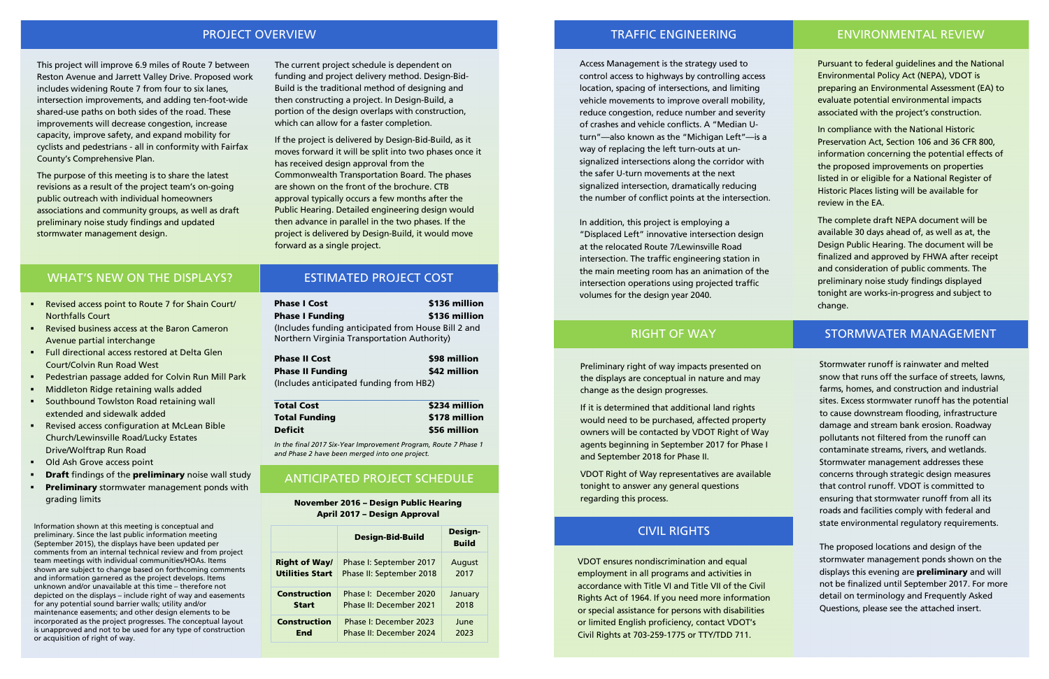## PROJECT OVERVIEW

This project will improve 6.9 miles of Route 7 between Reston Avenue and Jarrett Valley Drive. Proposed work includes widening Route 7 from four to six lanes, intersection improvements, and adding ten-foot-wide shared-use paths on both sides of the road. These improvements will decrease congestion, increase capacity, improve safety, and expand mobility for cyclists and pedestrians - all in conformity with Fairfax County's Comprehensive Plan.

The purpose of this meeting is to share the latest revisions as a result of the project team's on-going public outreach with individual homeowners associations and community groups, as well as draft preliminary noise study findings and updated stormwater management design.

The current project schedule is dependent on funding and project delivery method. Design-Bid-Build is the traditional method of designing and then constructing a project. In Design-Build, a portion of the design overlaps with construction, which can allow for a faster completion.

If the project is delivered by Design-Bid-Build, as it moves forward it will be split into two phases once it has received design approval from the Commonwealth Transportation Board. The phases are shown on the front of the brochure. CTB approval typically occurs a few months after the Public Hearing. Detailed engineering design would then advance in parallel in the two phases. If the project is delivered by Design-Build, it would move forward as a single project.

## WHAT'S NEW ON THE DISPLAYS?

- Revised access point to Route 7 for Shain Court/ Northfalls Court
- Revised business access at the Baron Cameron Avenue partial interchange
- Full directional access restored at Delta Glen Court/Colvin Run Road West
- Pedestrian passage added for Colvin Run Mill Park
- Middleton Ridge retaining walls added
- Southbound Towlston Road retaining wall extended and sidewalk added
- Revised access configuration at McLean Bible Church/Lewinsville Road/Lucky Estates Drive/Wolftrap Run Road
- Old Ash Grove access point
- **Draft** findings of the **preliminary** noise wall study
- **Preliminary** stormwater management ponds with grading limits

Information shown at this meeting is conceptual and preliminary. Since the last public information meeting (September 2015), the displays have been updated per comments from an internal technical review and from project team meetings with individual communities/HOAs. Items shown are subject to change based on forthcoming comments and information garnered as the project develops. Items unknown and/or unavailable at this time – therefore not depicted on the displays – include right of way and easements for any potential sound barrier walls; utility and/or maintenance easements; and other design elements to be incorporated as the project progresses. The conceptual layout is unapproved and not to be used for any type of construction or acquisition of right of way.

## ESTIMATED PROJECT COST

| | |
|---|---|
| **Phase I Cost** | **$136 million** |
| **Phase I Funding** | **$136 million** |

(Includes funding anticipated from House Bill 2 and Northern Virginia Transportation Authority)

| | |
|---|---|
| **Phase II Cost** | **$98 million** |
| **Phase II Funding** | **$42 million** |

(Includes anticipated funding from HB2)

| | |
|---|---|
| **Total Cost** | **$234 million** |
| **Total Funding** | **$178 million** |
| **Deficit** | **$56 million** |

*In the final 2017 Six-Year Improvement Program, Route 7 Phase 1 and Phase 2 have been merged into one project.*

## ANTICIPATED PROJECT SCHEDULE

**November 2016 – Design Public Hearing**
**April 2017 – Design Approval**

| | Design-Bid-Build | Design-Build |
|---|---|---|
| **Right of Way/ Utilities Start** | Phase I: September 2017<br>Phase II: September 2018 | August 2017 |
| **Construction Start** | Phase I: December 2020<br>Phase II: December 2021 | January 2018 |
| **Construction End** | Phase I: December 2023<br>Phase II: December 2024 | June 2023 |

## TRAFFIC ENGINEERING

Access Management is the strategy used to control access to highways by controlling access location, spacing of intersections, and limiting vehicle movements to improve overall mobility, reduce congestion, reduce number and severity of crashes and vehicle conflicts. A "Median U-turn"—also known as the "Michigan Left"—is a way of replacing the left turn-outs at un-signalized intersections along the corridor with the safer U-turn movements at the next signalized intersection, dramatically reducing the number of conflict points at the intersection.

In addition, this project is employing a "Displaced Left" innovative intersection design at the relocated Route 7/Lewinsville Road intersection. The traffic engineering station in the main meeting room has an animation of the intersection operations using projected traffic volumes for the design year 2040.

## RIGHT OF WAY

Preliminary right of way impacts presented on the displays are conceptual in nature and may change as the design progresses.

If it is determined that additional land rights would need to be purchased, affected property owners will be contacted by VDOT Right of Way agents beginning in September 2017 for Phase I and September 2018 for Phase II.

VDOT Right of Way representatives are available tonight to answer any general questions regarding this process.

## CIVIL RIGHTS

VDOT ensures nondiscrimination and equal employment in all programs and activities in accordance with Title VI and Title VII of the Civil Rights Act of 1964. If you need more information or special assistance for persons with disabilities or limited English proficiency, contact VDOT's Civil Rights at 703-259-1775 or TTY/TDD 711.

## ENVIRONMENTAL REVIEW

Pursuant to federal guidelines and the National Environmental Policy Act (NEPA), VDOT is preparing an Environmental Assessment (EA) to evaluate potential environmental impacts associated with the project's construction.

In compliance with the National Historic Preservation Act, Section 106 and 36 CFR 800, information concerning the potential effects of the proposed improvements on properties listed in or eligible for a National Register of Historic Places listing will be available for review in the EA.

The complete draft NEPA document will be available 30 days ahead of, as well as at, the Design Public Hearing. The document will be finalized and approved by FHWA after receipt and consideration of public comments. The preliminary noise study findings displayed tonight are works-in-progress and subject to change.

## STORMWATER MANAGEMENT

Stormwater runoff is rainwater and melted snow that runs off the surface of streets, lawns, farms, homes, and construction and industrial sites. Excess stormwater runoff has the potential to cause downstream flooding, infrastructure damage and stream bank erosion. Roadway pollutants not filtered from the runoff can contaminate streams, rivers, and wetlands. Stormwater management addresses these concerns through strategic design measures that control runoff. VDOT is committed to ensuring that stormwater runoff from all its roads and facilities comply with federal and state environmental regulatory requirements.

The proposed locations and design of the stormwater management ponds shown on the displays this evening are **preliminary** and will not be finalized until September 2017. For more detail on terminology and Frequently Asked Questions, please see the attached insert.